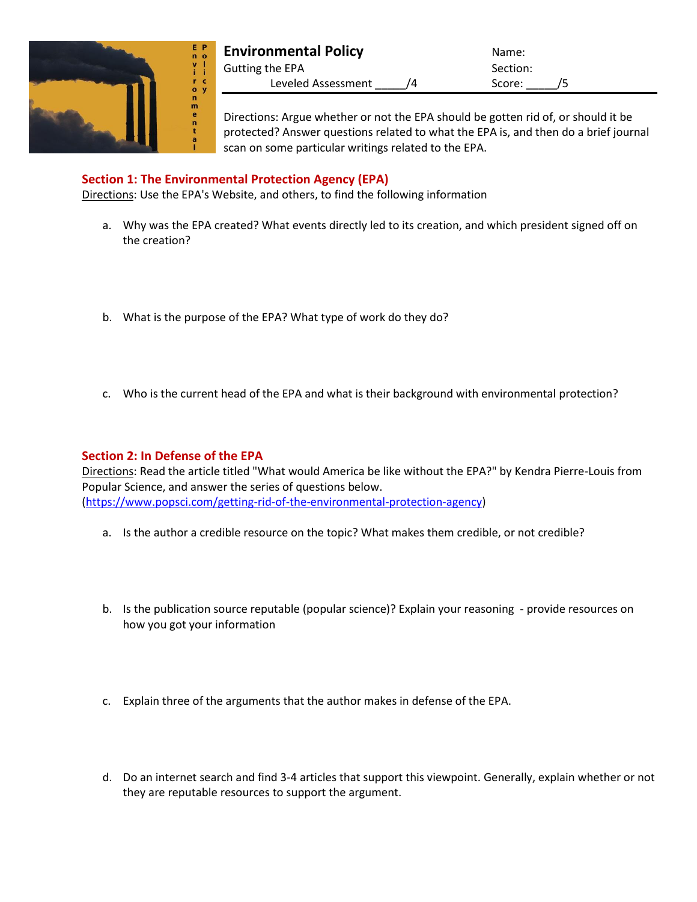# Environmental Policy

Gutting the EPA

Leveled Assessment _____/4

Name:

Section:

Score: _____/5

Directions: Argue whether or not the EPA should be gotten rid of, or should it be protected? Answer questions related to what the EPA is, and then do a brief journal scan on some particular writings related to the EPA.

## Section 1: The Environmental Protection Agency (EPA)

Directions: Use the EPA's Website, and others, to find the following information

a. Why was the EPA created? What events directly led to its creation, and which president signed off on the creation?

b. What is the purpose of the EPA? What type of work do they do?

c. Who is the current head of the EPA and what is their background with environmental protection?

## Section 2: In Defense of the EPA

Directions: Read the article titled "What would America be like without the EPA?" by Kendra Pierre-Louis from Popular Science, and answer the series of questions below. (https://www.popsci.com/getting-rid-of-the-environmental-protection-agency)

a. Is the author a credible resource on the topic? What makes them credible, or not credible?

b. Is the publication source reputable (popular science)? Explain your reasoning - provide resources on how you got your information

c. Explain three of the arguments that the author makes in defense of the EPA.

d. Do an internet search and find 3-4 articles that support this viewpoint. Generally, explain whether or not they are reputable resources to support the argument.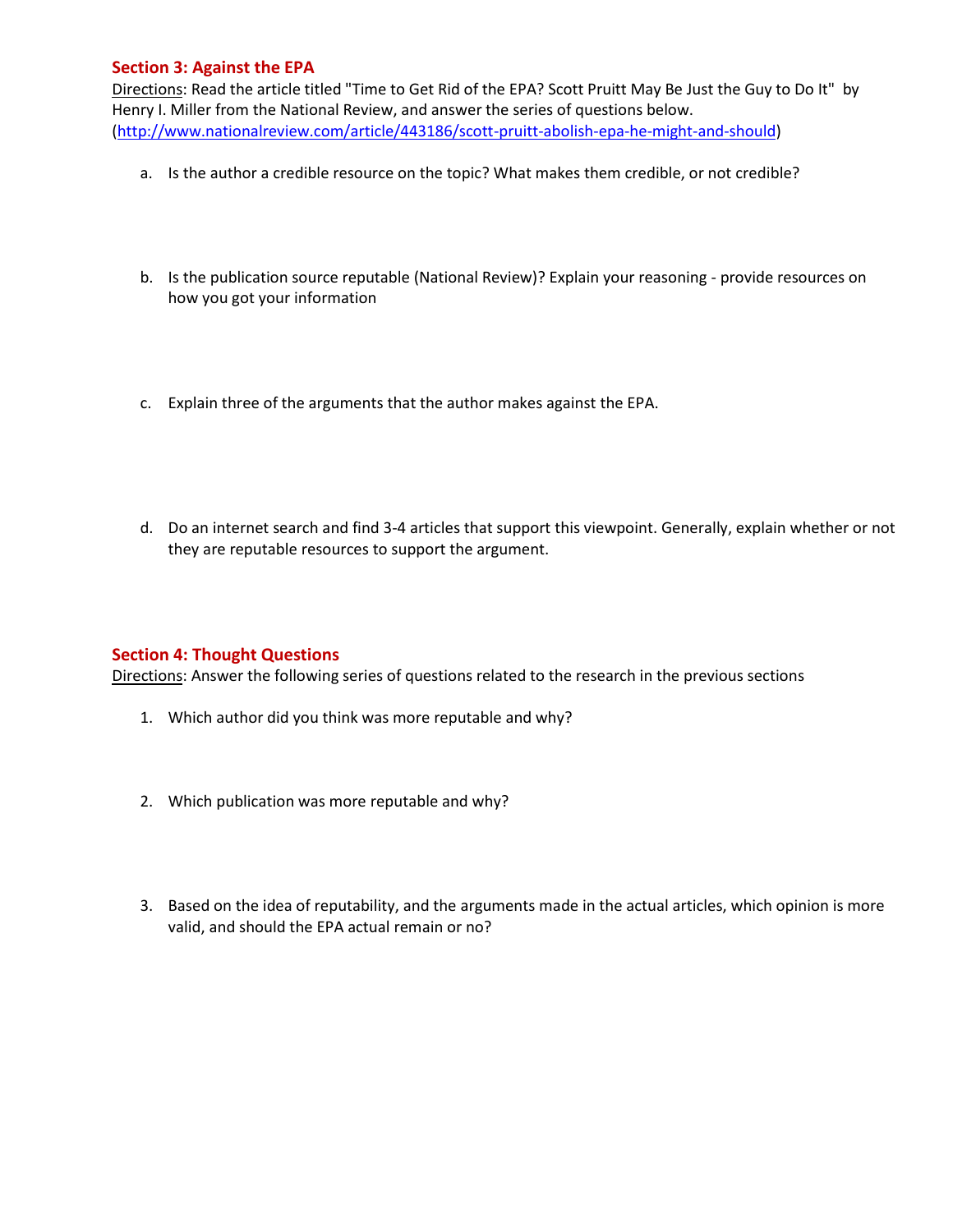## Section 3: Against the EPA

Directions: Read the article titled "Time to Get Rid of the EPA? Scott Pruitt May Be Just the Guy to Do It" by Henry I. Miller from the National Review, and answer the series of questions below. (http://www.nationalreview.com/article/443186/scott-pruitt-abolish-epa-he-might-and-should)

a. Is the author a credible resource on the topic? What makes them credible, or not credible?

b. Is the publication source reputable (National Review)? Explain your reasoning - provide resources on how you got your information

c. Explain three of the arguments that the author makes against the EPA.

d. Do an internet search and find 3-4 articles that support this viewpoint. Generally, explain whether or not they are reputable resources to support the argument.

## Section 4: Thought Questions

Directions: Answer the following series of questions related to the research in the previous sections

1. Which author did you think was more reputable and why?

2. Which publication was more reputable and why?

3. Based on the idea of reputability, and the arguments made in the actual articles, which opinion is more valid, and should the EPA actual remain or no?